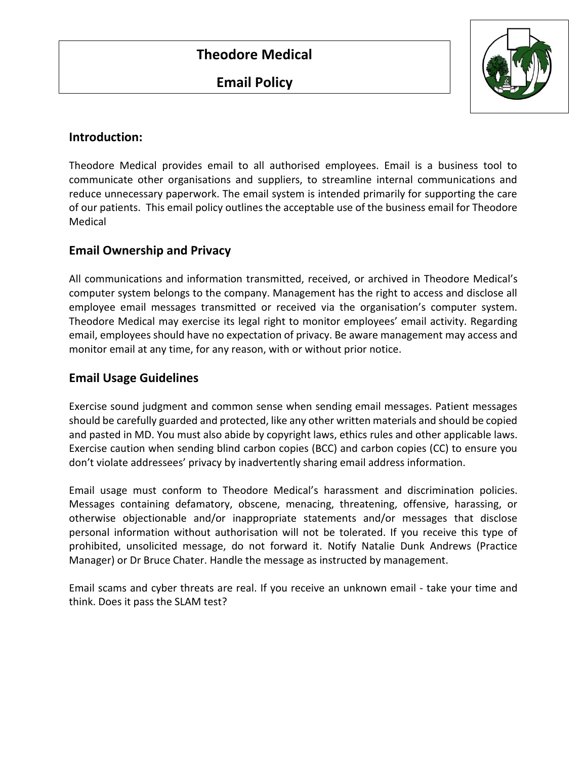# Theodore Medical

# Email Policy

## Introduction:

Theodore Medical provides email to all authorised employees. Email is a business tool to communicate other organisations and suppliers, to streamline internal communications and reduce unnecessary paperwork. The email system is intended primarily for supporting the care of our patients. This email policy outlines the acceptable use of the business email for Theodore Medical

## Email Ownership and Privacy

All communications and information transmitted, received, or archived in Theodore Medical's computer system belongs to the company. Management has the right to access and disclose all employee email messages transmitted or received via the organisation's computer system. Theodore Medical may exercise its legal right to monitor employees' email activity. Regarding email, employees should have no expectation of privacy. Be aware management may access and monitor email at any time, for any reason, with or without prior notice.

## Email Usage Guidelines

Exercise sound judgment and common sense when sending email messages. Patient messages should be carefully guarded and protected, like any other written materials and should be copied and pasted in MD. You must also abide by copyright laws, ethics rules and other applicable laws. Exercise caution when sending blind carbon copies (BCC) and carbon copies (CC) to ensure you don't violate addressees' privacy by inadvertently sharing email address information.

Email usage must conform to Theodore Medical's harassment and discrimination policies. Messages containing defamatory, obscene, menacing, threatening, offensive, harassing, or otherwise objectionable and/or inappropriate statements and/or messages that disclose personal information without authorisation will not be tolerated. If you receive this type of prohibited, unsolicited message, do not forward it. Notify Natalie Dunk Andrews (Practice Manager) or Dr Bruce Chater. Handle the message as instructed by management.

Email scams and cyber threats are real. If you receive an unknown email - take your time and think. Does it pass the SLAM test?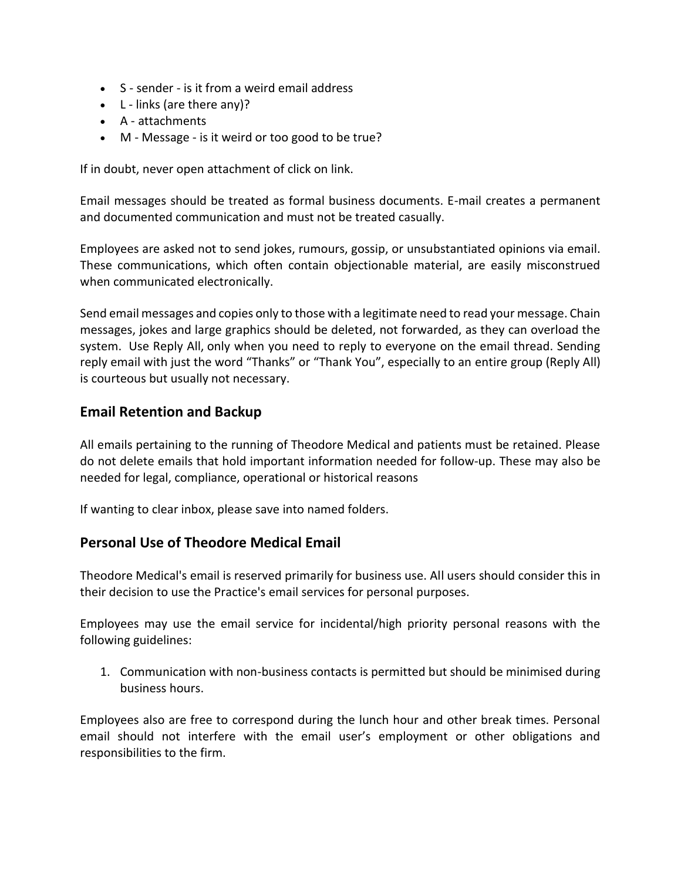- S - sender - is it from a weird email address
- L - links (are there any)?
- A - attachments
- M - Message - is it weird or too good to be true?

If in doubt, never open attachment of click on link.

Email messages should be treated as formal business documents. E-mail creates a permanent and documented communication and must not be treated casually.

Employees are asked not to send jokes, rumours, gossip, or unsubstantiated opinions via email. These communications, which often contain objectionable material, are easily misconstrued when communicated electronically.

Send email messages and copies only to those with a legitimate need to read your message. Chain messages, jokes and large graphics should be deleted, not forwarded, as they can overload the system. Use Reply All, only when you need to reply to everyone on the email thread. Sending reply email with just the word "Thanks" or "Thank You", especially to an entire group (Reply All) is courteous but usually not necessary.

## Email Retention and Backup

All emails pertaining to the running of Theodore Medical and patients must be retained. Please do not delete emails that hold important information needed for follow-up. These may also be needed for legal, compliance, operational or historical reasons

If wanting to clear inbox, please save into named folders.

## Personal Use of Theodore Medical Email

Theodore Medical's email is reserved primarily for business use. All users should consider this in their decision to use the Practice's email services for personal purposes.

Employees may use the email service for incidental/high priority personal reasons with the following guidelines:

1. Communication with non-business contacts is permitted but should be minimised during business hours.

Employees also are free to correspond during the lunch hour and other break times. Personal email should not interfere with the email user's employment or other obligations and responsibilities to the firm.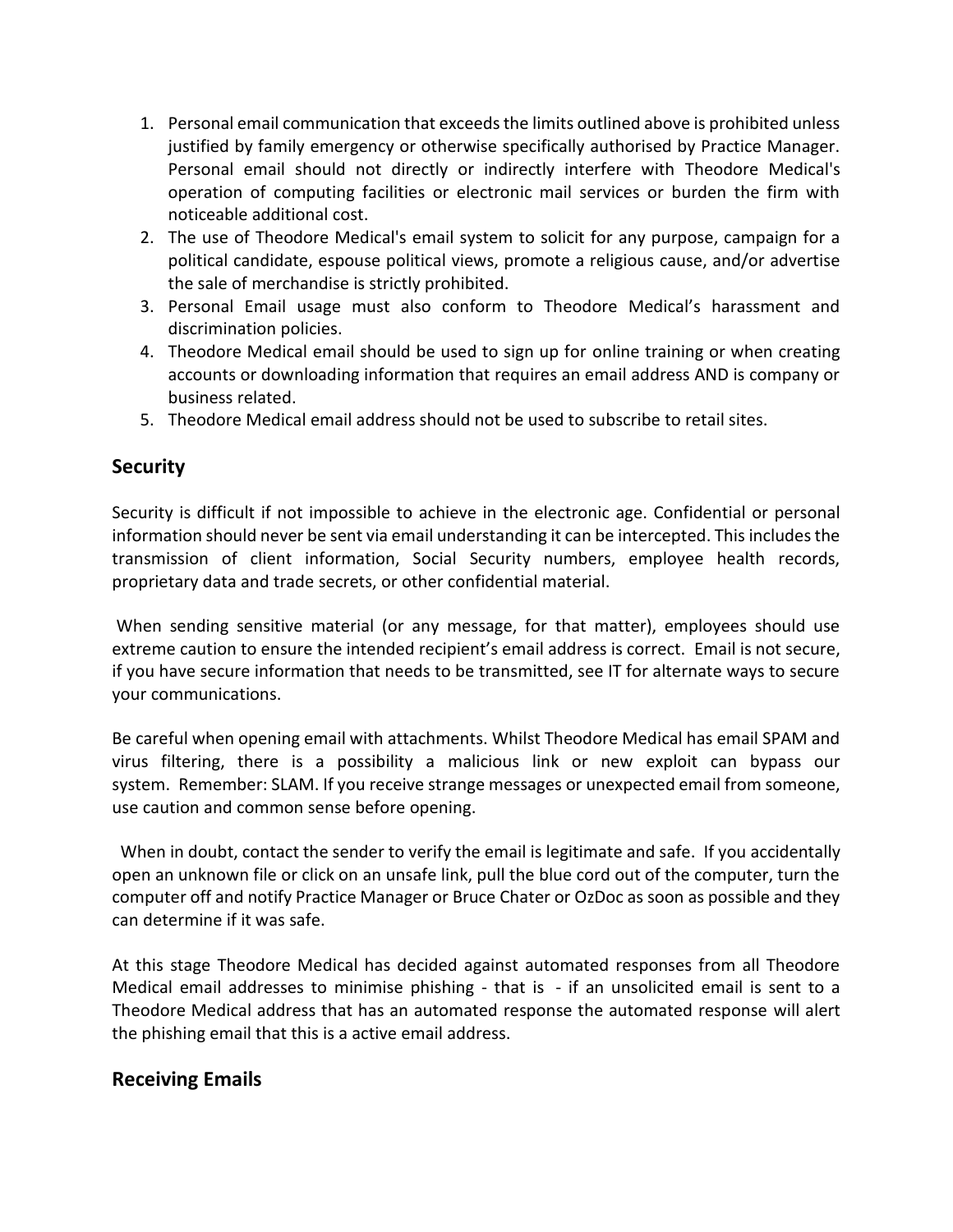1. Personal email communication that exceeds the limits outlined above is prohibited unless justified by family emergency or otherwise specifically authorised by Practice Manager. Personal email should not directly or indirectly interfere with Theodore Medical's operation of computing facilities or electronic mail services or burden the firm with noticeable additional cost.
2. The use of Theodore Medical's email system to solicit for any purpose, campaign for a political candidate, espouse political views, promote a religious cause, and/or advertise the sale of merchandise is strictly prohibited.
3. Personal Email usage must also conform to Theodore Medical's harassment and discrimination policies.
4. Theodore Medical email should be used to sign up for online training or when creating accounts or downloading information that requires an email address AND is company or business related.
5. Theodore Medical email address should not be used to subscribe to retail sites.

## Security

Security is difficult if not impossible to achieve in the electronic age. Confidential or personal information should never be sent via email understanding it can be intercepted. This includes the transmission of client information, Social Security numbers, employee health records, proprietary data and trade secrets, or other confidential material.

When sending sensitive material (or any message, for that matter), employees should use extreme caution to ensure the intended recipient's email address is correct. Email is not secure, if you have secure information that needs to be transmitted, see IT for alternate ways to secure your communications.

Be careful when opening email with attachments. Whilst Theodore Medical has email SPAM and virus filtering, there is a possibility a malicious link or new exploit can bypass our system. Remember: SLAM. If you receive strange messages or unexpected email from someone, use caution and common sense before opening.

When in doubt, contact the sender to verify the email is legitimate and safe. If you accidentally open an unknown file or click on an unsafe link, pull the blue cord out of the computer, turn the computer off and notify Practice Manager or Bruce Chater or OzDoc as soon as possible and they can determine if it was safe.

At this stage Theodore Medical has decided against automated responses from all Theodore Medical email addresses to minimise phishing - that is - if an unsolicited email is sent to a Theodore Medical address that has an automated response the automated response will alert the phishing email that this is a active email address.

## Receiving Emails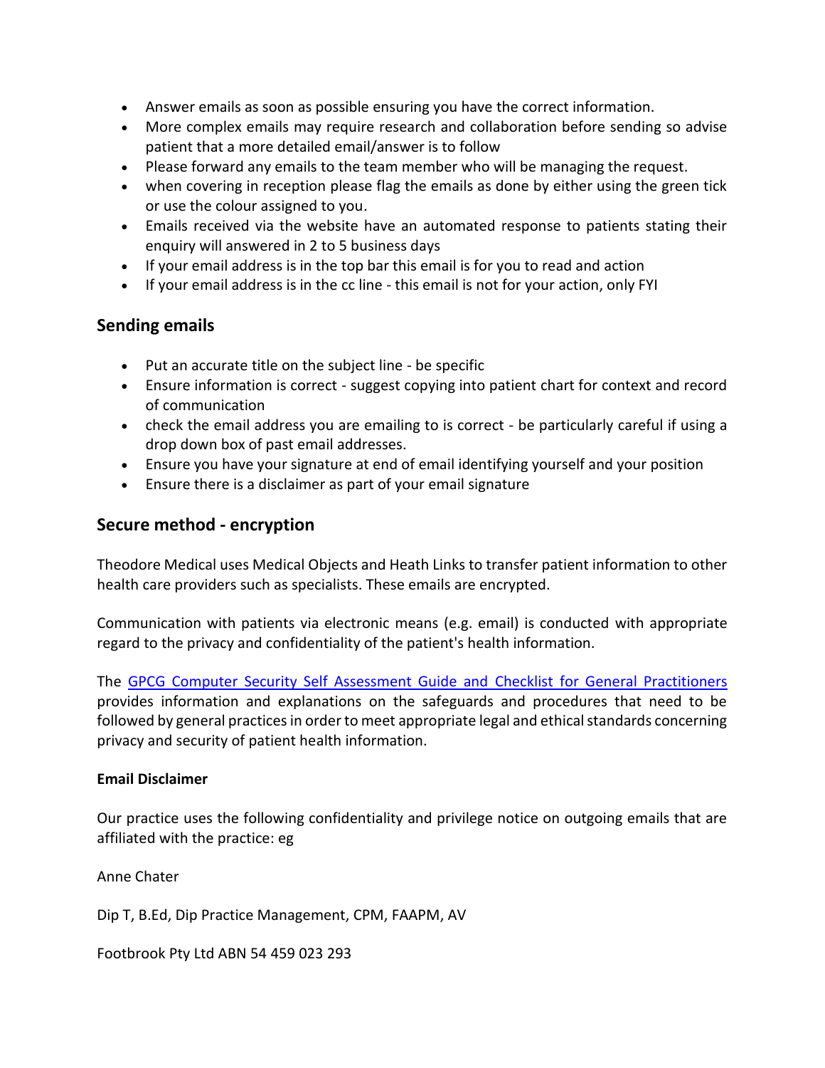- Answer emails as soon as possible ensuring you have the correct information.
- More complex emails may require research and collaboration before sending so advise patient that a more detailed email/answer is to follow
- Please forward any emails to the team member who will be managing the request.
- when covering in reception please flag the emails as done by either using the green tick or use the colour assigned to you.
- Emails received via the website have an automated response to patients stating their enquiry will answered in 2 to 5 business days
- If your email address is in the top bar this email is for you to read and action
- If your email address is in the cc line - this email is not for your action, only FYI

## Sending emails

- Put an accurate title on the subject line - be specific
- Ensure information is correct - suggest copying into patient chart for context and record of communication
- check the email address you are emailing to is correct - be particularly careful if using a drop down box of past email addresses.
- Ensure you have your signature at end of email identifying yourself and your position
- Ensure there is a disclaimer as part of your email signature

## Secure method - encryption

Theodore Medical uses Medical Objects and Heath Links to transfer patient information to other health care providers such as specialists. These emails are encrypted.

Communication with patients via electronic means (e.g. email) is conducted with appropriate regard to the privacy and confidentiality of the patient's health information.

The GPCG Computer Security Self Assessment Guide and Checklist for General Practitioners provides information and explanations on the safeguards and procedures that need to be followed by general practices in order to meet appropriate legal and ethical standards concerning privacy and security of patient health information.

**Email Disclaimer**

Our practice uses the following confidentiality and privilege notice on outgoing emails that are affiliated with the practice: eg

Anne Chater

Dip T, B.Ed, Dip Practice Management, CPM, FAAPM, AV

Footbrook Pty Ltd ABN 54 459 023 293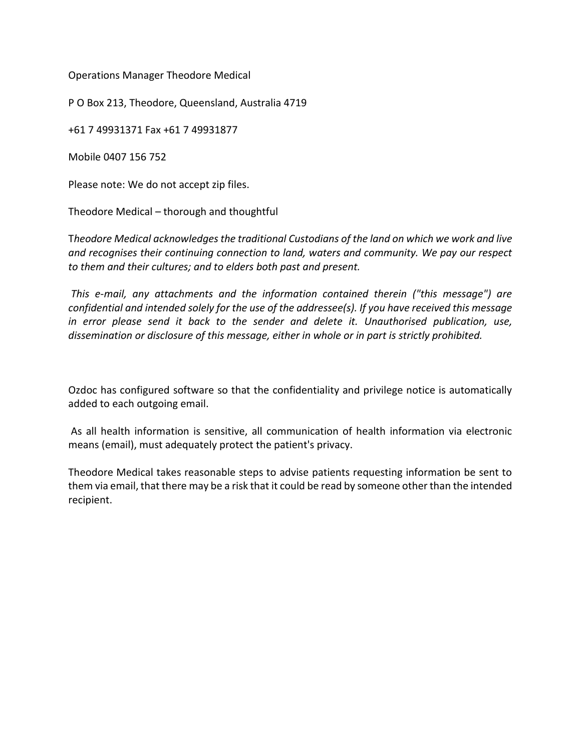Operations Manager Theodore Medical

P O Box 213, Theodore, Queensland, Australia 4719

+61 7 49931371 Fax +61 7 49931877

Mobile 0407 156 752

Please note: We do not accept zip files.

Theodore Medical – thorough and thoughtful

*Theodore Medical acknowledges the traditional Custodians of the land on which we work and live and recognises their continuing connection to land, waters and community. We pay our respect to them and their cultures; and to elders both past and present.*

*This e-mail, any attachments and the information contained therein ("this message") are confidential and intended solely for the use of the addressee(s). If you have received this message in error please send it back to the sender and delete it. Unauthorised publication, use, dissemination or disclosure of this message, either in whole or in part is strictly prohibited.*

Ozdoc has configured software so that the confidentiality and privilege notice is automatically added to each outgoing email.

As all health information is sensitive, all communication of health information via electronic means (email), must adequately protect the patient's privacy.

Theodore Medical takes reasonable steps to advise patients requesting information be sent to them via email, that there may be a risk that it could be read by someone other than the intended recipient.